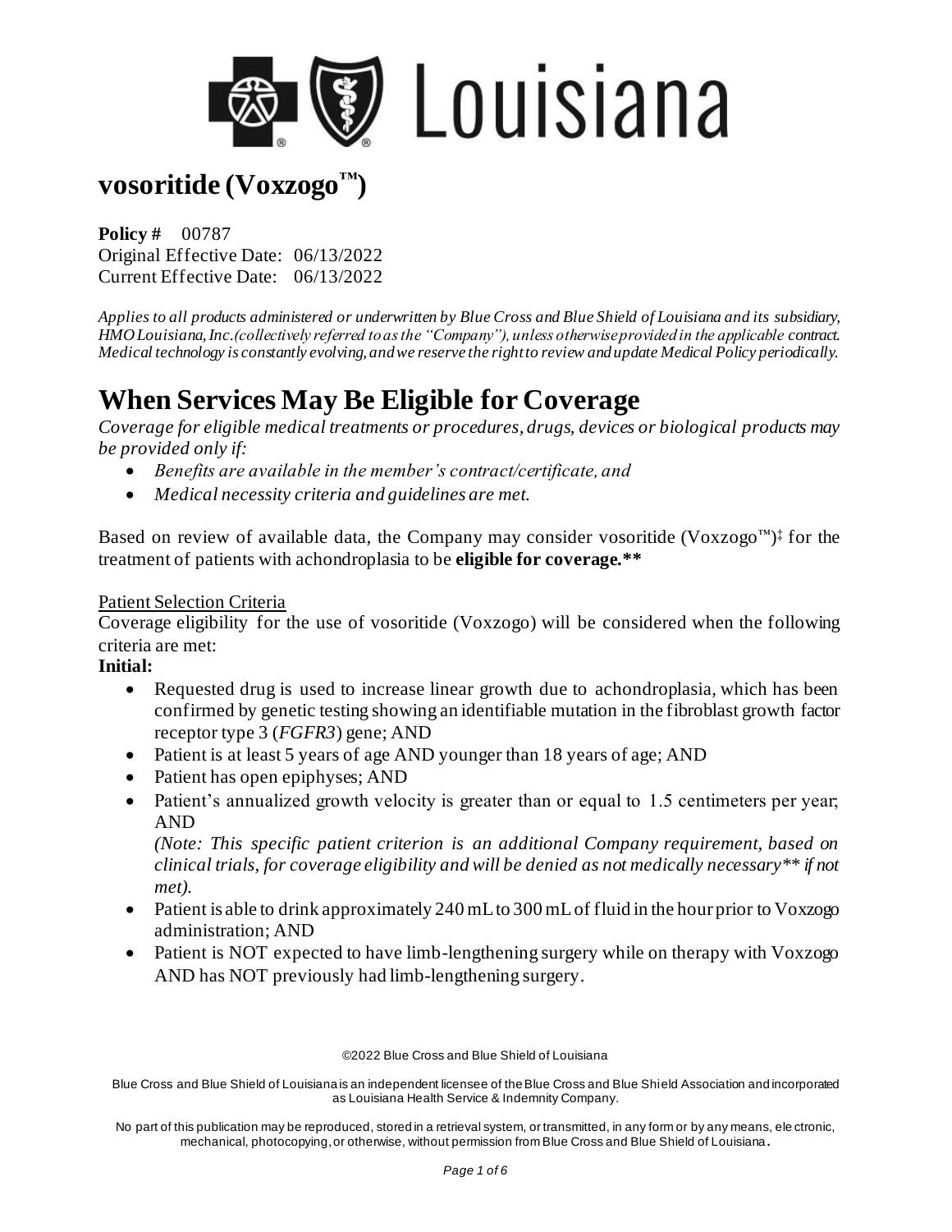# vosoritide (Voxzogo™)

**Policy #** 00787
Original Effective Date: 06/13/2022
Current Effective Date: 06/13/2022

*Applies to all products administered or underwritten by Blue Cross and Blue Shield of Louisiana and its subsidiary, HMO Louisiana, Inc.(collectively referred to as the "Company"), unless otherwise provided in the applicable contract. Medical technology is constantly evolving, and we reserve the right to review and update Medical Policy periodically.*

# When Services May Be Eligible for Coverage

*Coverage for eligible medical treatments or procedures, drugs, devices or biological products may be provided only if:*

- *Benefits are available in the member's contract/certificate, and*
- *Medical necessity criteria and guidelines are met.*

Based on review of available data, the Company may consider vosoritide (Voxzogo™)‡ for the treatment of patients with achondroplasia to be **eligible for coverage.\*\***

Patient Selection Criteria

Coverage eligibility for the use of vosoritide (Voxzogo) will be considered when the following criteria are met:

**Initial:**

- Requested drug is used to increase linear growth due to achondroplasia, which has been confirmed by genetic testing showing an identifiable mutation in the fibroblast growth factor receptor type 3 (*FGFR3*) gene; AND
- Patient is at least 5 years of age AND younger than 18 years of age; AND
- Patient has open epiphyses; AND
- Patient's annualized growth velocity is greater than or equal to 1.5 centimeters per year; AND
  *(Note: This specific patient criterion is an additional Company requirement, based on clinical trials, for coverage eligibility and will be denied as not medically necessary\*\* if not met).*
- Patient is able to drink approximately 240 mL to 300 mL of fluid in the hour prior to Voxzogo administration; AND
- Patient is NOT expected to have limb-lengthening surgery while on therapy with Voxzogo AND has NOT previously had limb-lengthening surgery.

©2022 Blue Cross and Blue Shield of Louisiana

Blue Cross and Blue Shield of Louisiana is an independent licensee of the Blue Cross and Blue Shield Association and incorporated as Louisiana Health Service & Indemnity Company.

No part of this publication may be reproduced, stored in a retrieval system, or transmitted, in any form or by any means, electronic, mechanical, photocopying, or otherwise, without permission from Blue Cross and Blue Shield of Louisiana.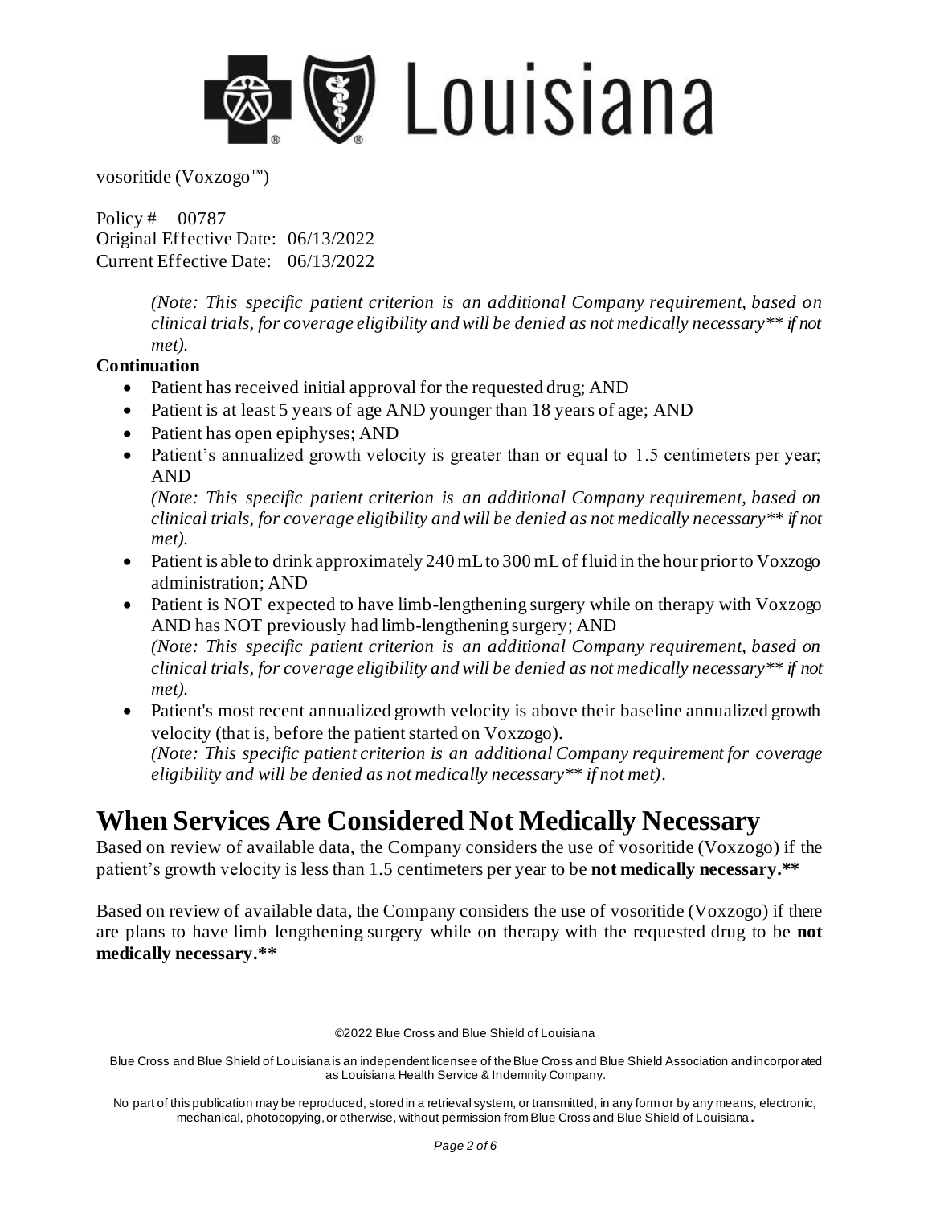*(Note: This specific patient criterion is an additional Company requirement, based on clinical trials, for coverage eligibility and will be denied as not medically necessary** if not met).*

**Continuation**

- Patient has received initial approval for the requested drug; AND
- Patient is at least 5 years of age AND younger than 18 years of age; AND
- Patient has open epiphyses; AND
- Patient's annualized growth velocity is greater than or equal to 1.5 centimeters per year; AND
  *(Note: This specific patient criterion is an additional Company requirement, based on clinical trials, for coverage eligibility and will be denied as not medically necessary** if not met).*
- Patient is able to drink approximately 240 mL to 300 mL of fluid in the hour prior to Voxzogo administration; AND
- Patient is NOT expected to have limb-lengthening surgery while on therapy with Voxzogo AND has NOT previously had limb-lengthening surgery; AND
  *(Note: This specific patient criterion is an additional Company requirement, based on clinical trials, for coverage eligibility and will be denied as not medically necessary** if not met).*
- Patient's most recent annualized growth velocity is above their baseline annualized growth velocity (that is, before the patient started on Voxzogo).
  *(Note: This specific patient criterion is an additional Company requirement for coverage eligibility and will be denied as not medically necessary** if not met).*

# When Services Are Considered Not Medically Necessary

Based on review of available data, the Company considers the use of vosoritide (Voxzogo) if the patient's growth velocity is less than 1.5 centimeters per year to be **not medically necessary.****

Based on review of available data, the Company considers the use of vosoritide (Voxzogo) if there are plans to have limb lengthening surgery while on therapy with the requested drug to be **not medically necessary.****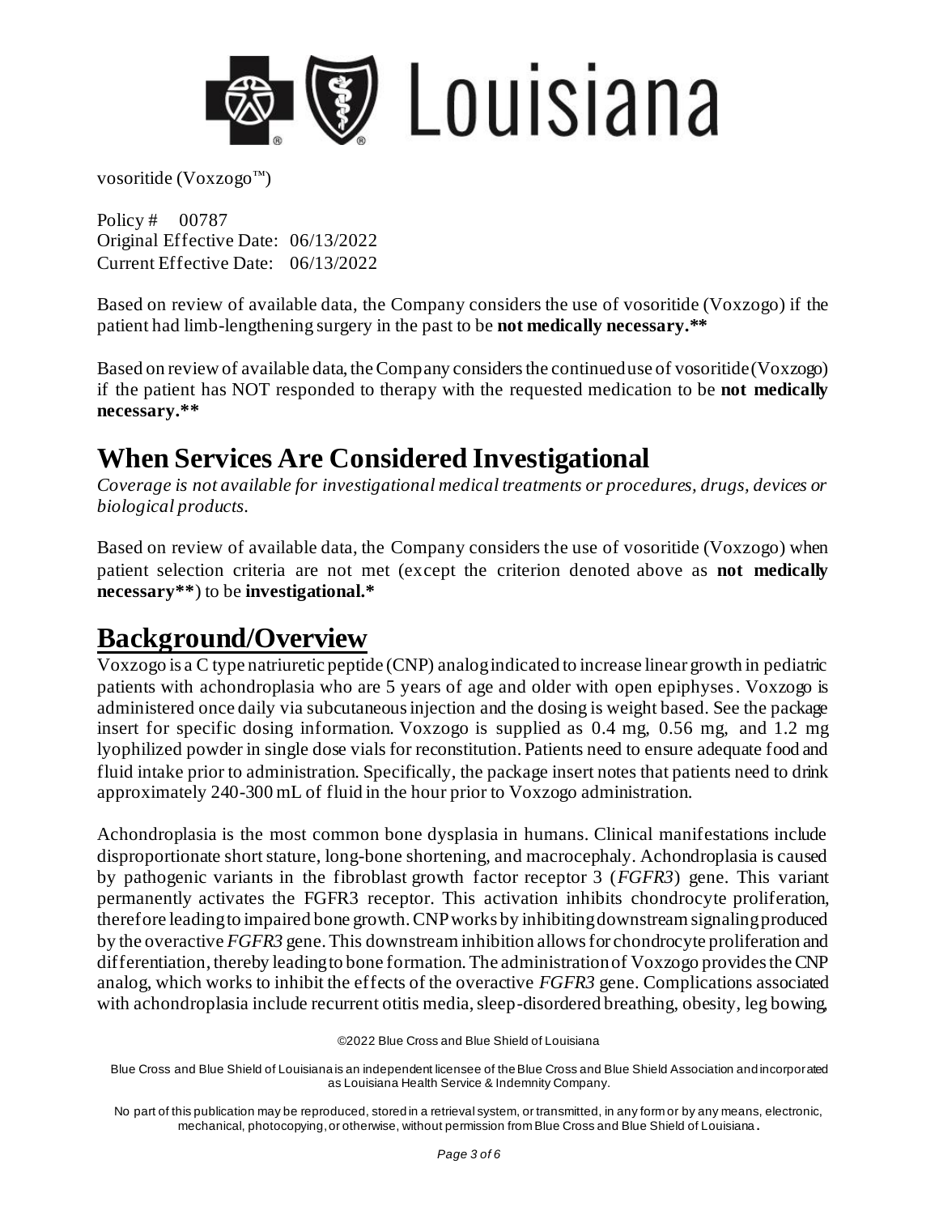vosoritide (Voxzogo™)

Policy # 00787
Original Effective Date: 06/13/2022
Current Effective Date: 06/13/2022

Based on review of available data, the Company considers the use of vosoritide (Voxzogo) if the patient had limb-lengthening surgery in the past to be **not medically necessary.****

Based on review of available data, the Company considers the continued use of vosoritide (Voxzogo) if the patient has NOT responded to therapy with the requested medication to be **not medically necessary.****

# When Services Are Considered Investigational

*Coverage is not available for investigational medical treatments or procedures, drugs, devices or biological products.*

Based on review of available data, the Company considers the use of vosoritide (Voxzogo) when patient selection criteria are not met (except the criterion denoted above as **not medically necessary****) to be **investigational.***

# Background/Overview

Voxzogo is a C type natriuretic peptide (CNP) analog indicated to increase linear growth in pediatric patients with achondroplasia who are 5 years of age and older with open epiphyses. Voxzogo is administered once daily via subcutaneous injection and the dosing is weight based. See the package insert for specific dosing information. Voxzogo is supplied as 0.4 mg, 0.56 mg, and 1.2 mg lyophilized powder in single dose vials for reconstitution. Patients need to ensure adequate food and fluid intake prior to administration. Specifically, the package insert notes that patients need to drink approximately 240-300 mL of fluid in the hour prior to Voxzogo administration.

Achondroplasia is the most common bone dysplasia in humans. Clinical manifestations include disproportionate short stature, long-bone shortening, and macrocephaly. Achondroplasia is caused by pathogenic variants in the fibroblast growth factor receptor 3 (*FGFR3*) gene. This variant permanently activates the FGFR3 receptor. This activation inhibits chondrocyte proliferation, therefore leading to impaired bone growth. CNP works by inhibiting downstream signaling produced by the overactive *FGFR3* gene. This downstream inhibition allows for chondrocyte proliferation and differentiation, thereby leading to bone formation. The administration of Voxzogo provides the CNP analog, which works to inhibit the effects of the overactive *FGFR3* gene. Complications associated with achondroplasia include recurrent otitis media, sleep-disordered breathing, obesity, leg bowing,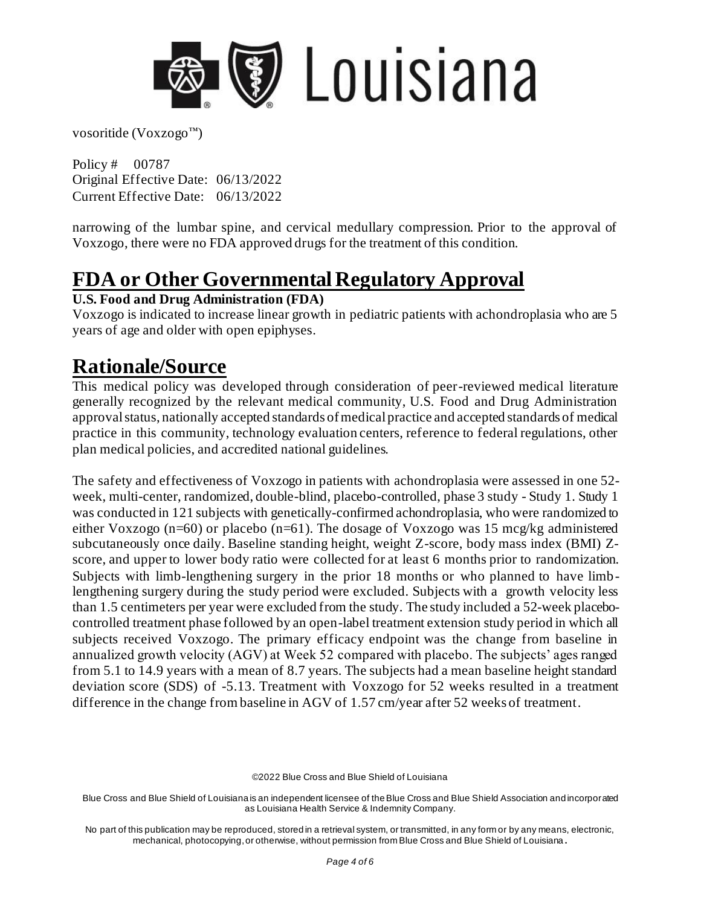narrowing of the lumbar spine, and cervical medullary compression. Prior to the approval of Voxzogo, there were no FDA approved drugs for the treatment of this condition.

# FDA or Other Governmental Regulatory Approval

**U.S. Food and Drug Administration (FDA)**

Voxzogo is indicated to increase linear growth in pediatric patients with achondroplasia who are 5 years of age and older with open epiphyses.

# Rationale/Source

This medical policy was developed through consideration of peer-reviewed medical literature generally recognized by the relevant medical community, U.S. Food and Drug Administration approval status, nationally accepted standards of medical practice and accepted standards of medical practice in this community, technology evaluation centers, reference to federal regulations, other plan medical policies, and accredited national guidelines.

The safety and effectiveness of Voxzogo in patients with achondroplasia were assessed in one 52-week, multi-center, randomized, double-blind, placebo-controlled, phase 3 study - Study 1. Study 1 was conducted in 121 subjects with genetically-confirmed achondroplasia, who were randomized to either Voxzogo (n=60) or placebo (n=61). The dosage of Voxzogo was 15 mcg/kg administered subcutaneously once daily. Baseline standing height, weight Z-score, body mass index (BMI) Z-score, and upper to lower body ratio were collected for at least 6 months prior to randomization. Subjects with limb-lengthening surgery in the prior 18 months or who planned to have limb-lengthening surgery during the study period were excluded. Subjects with a growth velocity less than 1.5 centimeters per year were excluded from the study. The study included a 52-week placebo-controlled treatment phase followed by an open-label treatment extension study period in which all subjects received Voxzogo. The primary efficacy endpoint was the change from baseline in annualized growth velocity (AGV) at Week 52 compared with placebo. The subjects' ages ranged from 5.1 to 14.9 years with a mean of 8.7 years. The subjects had a mean baseline height standard deviation score (SDS) of -5.13. Treatment with Voxzogo for 52 weeks resulted in a treatment difference in the change from baseline in AGV of 1.57 cm/year after 52 weeks of treatment.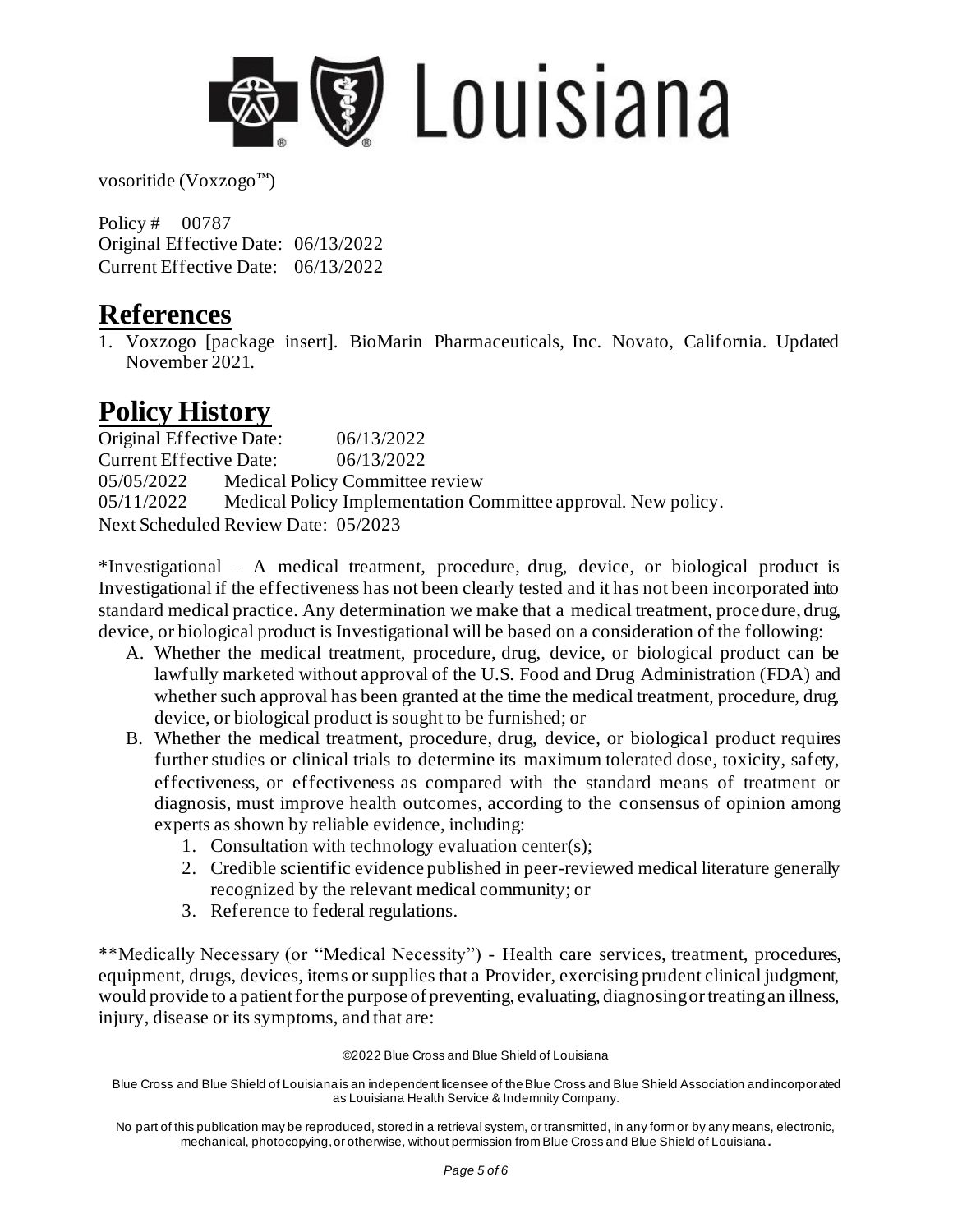vosoritide (Voxzogo™)

Policy # 00787
Original Effective Date: 06/13/2022
Current Effective Date: 06/13/2022

# References

1. Voxzogo [package insert]. BioMarin Pharmaceuticals, Inc. Novato, California. Updated November 2021.

# Policy History

Original Effective Date: 06/13/2022
Current Effective Date: 06/13/2022
05/05/2022 Medical Policy Committee review
05/11/2022 Medical Policy Implementation Committee approval. New policy.
Next Scheduled Review Date: 05/2023

*Investigational – A medical treatment, procedure, drug, device, or biological product is Investigational if the effectiveness has not been clearly tested and it has not been incorporated into standard medical practice. Any determination we make that a medical treatment, procedure, drug, device, or biological product is Investigational will be based on a consideration of the following:

A. Whether the medical treatment, procedure, drug, device, or biological product can be lawfully marketed without approval of the U.S. Food and Drug Administration (FDA) and whether such approval has been granted at the time the medical treatment, procedure, drug, device, or biological product is sought to be furnished; or
B. Whether the medical treatment, procedure, drug, device, or biological product requires further studies or clinical trials to determine its maximum tolerated dose, toxicity, safety, effectiveness, or effectiveness as compared with the standard means of treatment or diagnosis, must improve health outcomes, according to the consensus of opinion among experts as shown by reliable evidence, including:
   1. Consultation with technology evaluation center(s);
   2. Credible scientific evidence published in peer-reviewed medical literature generally recognized by the relevant medical community; or
   3. Reference to federal regulations.

**Medically Necessary (or "Medical Necessity") - Health care services, treatment, procedures, equipment, drugs, devices, items or supplies that a Provider, exercising prudent clinical judgment, would provide to a patient for the purpose of preventing, evaluating, diagnosing or treating an illness, injury, disease or its symptoms, and that are: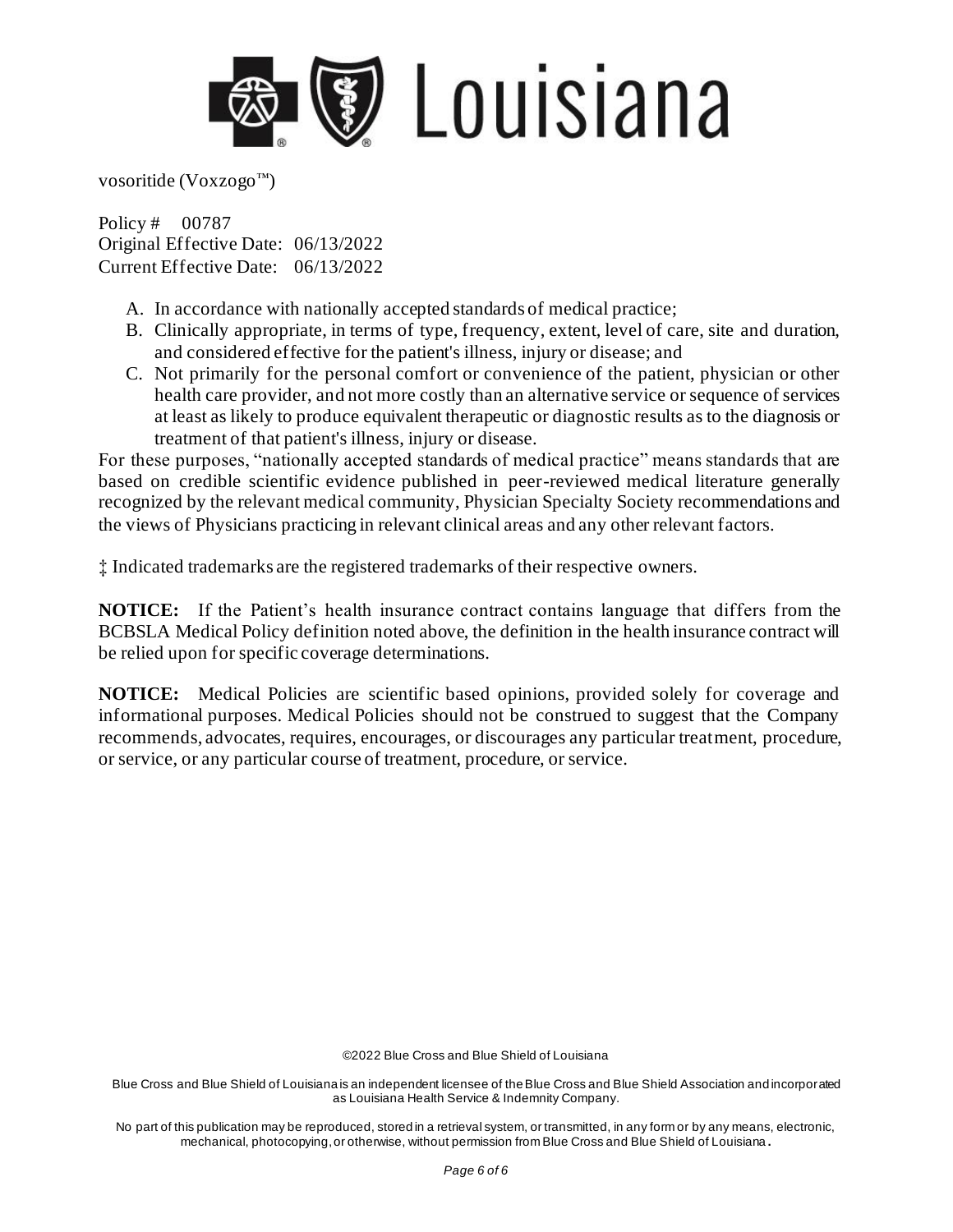A. In accordance with nationally accepted standards of medical practice;
B. Clinically appropriate, in terms of type, frequency, extent, level of care, site and duration, and considered effective for the patient's illness, injury or disease; and
C. Not primarily for the personal comfort or convenience of the patient, physician or other health care provider, and not more costly than an alternative service or sequence of services at least as likely to produce equivalent therapeutic or diagnostic results as to the diagnosis or treatment of that patient's illness, injury or disease.

For these purposes, "nationally accepted standards of medical practice" means standards that are based on credible scientific evidence published in peer-reviewed medical literature generally recognized by the relevant medical community, Physician Specialty Society recommendations and the views of Physicians practicing in relevant clinical areas and any other relevant factors.

‡ Indicated trademarks are the registered trademarks of their respective owners.

**NOTICE:** If the Patient's health insurance contract contains language that differs from the BCBSLA Medical Policy definition noted above, the definition in the health insurance contract will be relied upon for specific coverage determinations.

**NOTICE:** Medical Policies are scientific based opinions, provided solely for coverage and informational purposes. Medical Policies should not be construed to suggest that the Company recommends, advocates, requires, encourages, or discourages any particular treatment, procedure, or service, or any particular course of treatment, procedure, or service.